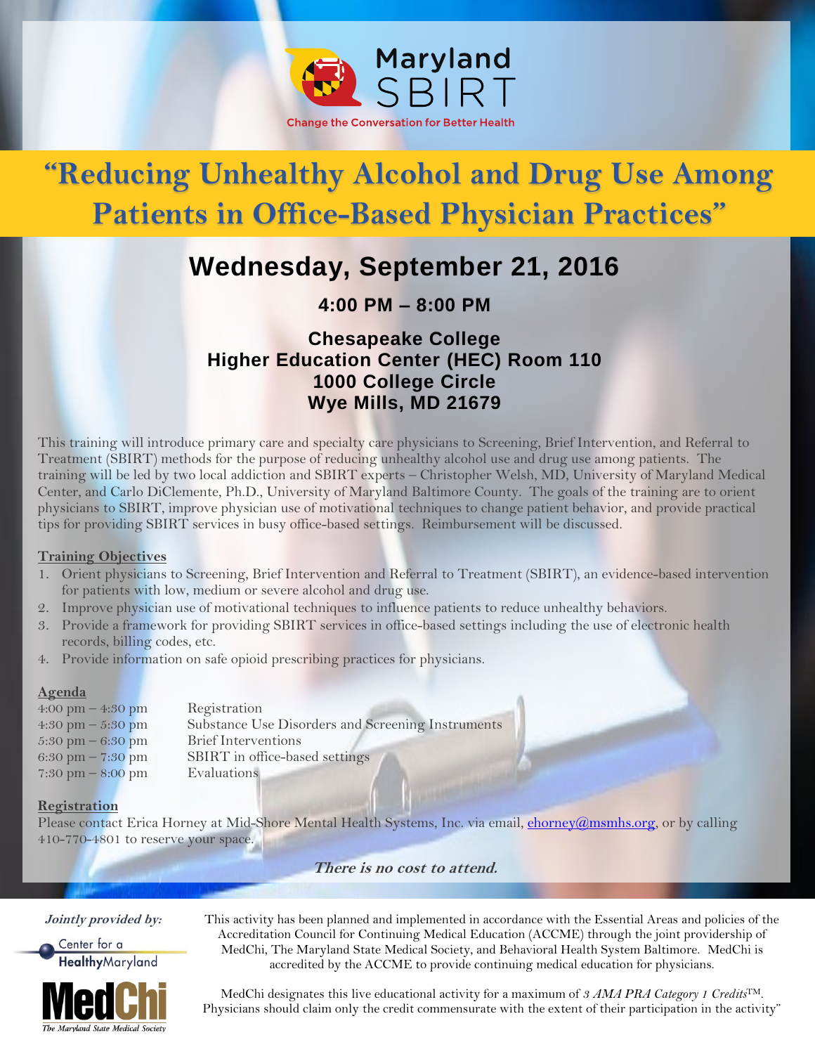Maryland SBIRT

Change the Conversation for Better Health

# "Reducing Unhealthy Alcohol and Drug Use Among Patients in Office-Based Physician Practices"

## Wednesday, September 21, 2016

### 4:00 PM – 8:00 PM

**Chesapeake College**
**Higher Education Center (HEC) Room 110**
**1000 College Circle**
**Wye Mills, MD 21679**

This training will introduce primary care and specialty care physicians to Screening, Brief Intervention, and Referral to Treatment (SBIRT) methods for the purpose of reducing unhealthy alcohol use and drug use among patients. The training will be led by two local addiction and SBIRT experts – Christopher Welsh, MD, University of Maryland Medical Center, and Carlo DiClemente, Ph.D., University of Maryland Baltimore County. The goals of the training are to orient physicians to SBIRT, improve physician use of motivational techniques to change patient behavior, and provide practical tips for providing SBIRT services in busy office-based settings. Reimbursement will be discussed.

**Training Objectives**

1. Orient physicians to Screening, Brief Intervention and Referral to Treatment (SBIRT), an evidence-based intervention for patients with low, medium or severe alcohol and drug use.
2. Improve physician use of motivational techniques to influence patients to reduce unhealthy behaviors.
3. Provide a framework for providing SBIRT services in office-based settings including the use of electronic health records, billing codes, etc.
4. Provide information on safe opioid prescribing practices for physicians.

**Agenda**

| | |
|---|---|
| 4:00 pm – 4:30 pm | Registration |
| 4:30 pm – 5:30 pm | Substance Use Disorders and Screening Instruments |
| 5:30 pm – 6:30 pm | Brief Interventions |
| 6:30 pm – 7:30 pm | SBIRT in office-based settings |
| 7:30 pm – 8:00 pm | Evaluations |

**Registration**

Please contact Erica Horney at Mid-Shore Mental Health Systems, Inc. via email, ehorney@msmhs.org, or by calling 410-770-4801 to reserve your space.

***There is no cost to attend.***

*Jointly provided by:*

Center for a HealthyMaryland

MedChi
*The Maryland State Medical Society*

This activity has been planned and implemented in accordance with the Essential Areas and policies of the Accreditation Council for Continuing Medical Education (ACCME) through the joint providership of MedChi, The Maryland State Medical Society, and Behavioral Health System Baltimore. MedChi is accredited by the ACCME to provide continuing medical education for physicians.

MedChi designates this live educational activity for a maximum of *3 AMA PRA Category 1 Credits*™. Physicians should claim only the credit commensurate with the extent of their participation in the activity"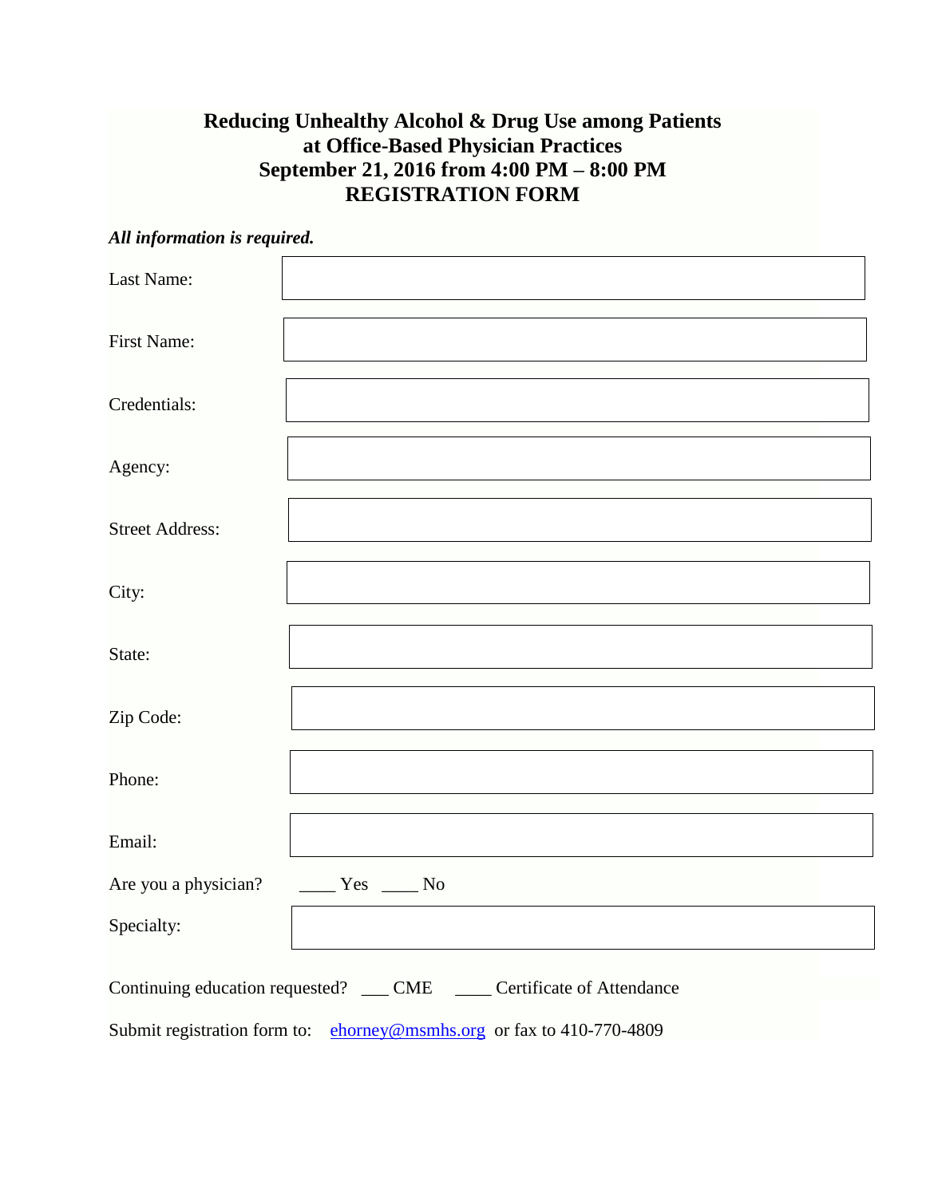# Reducing Unhealthy Alcohol & Drug Use among Patients at Office-Based Physician Practices
## September 21, 2016 from 4:00 PM – 8:00 PM
## REGISTRATION FORM

***All information is required.***

Last Name:

First Name:

Credentials:

Agency:

Street Address:

City:

State:

Zip Code:

Phone:

Email:

Are you a physician? ____ Yes ____ No

Specialty:

Continuing education requested? ___ CME ____ Certificate of Attendance

Submit registration form to: ehorney@msmhs.org or fax to 410-770-4809